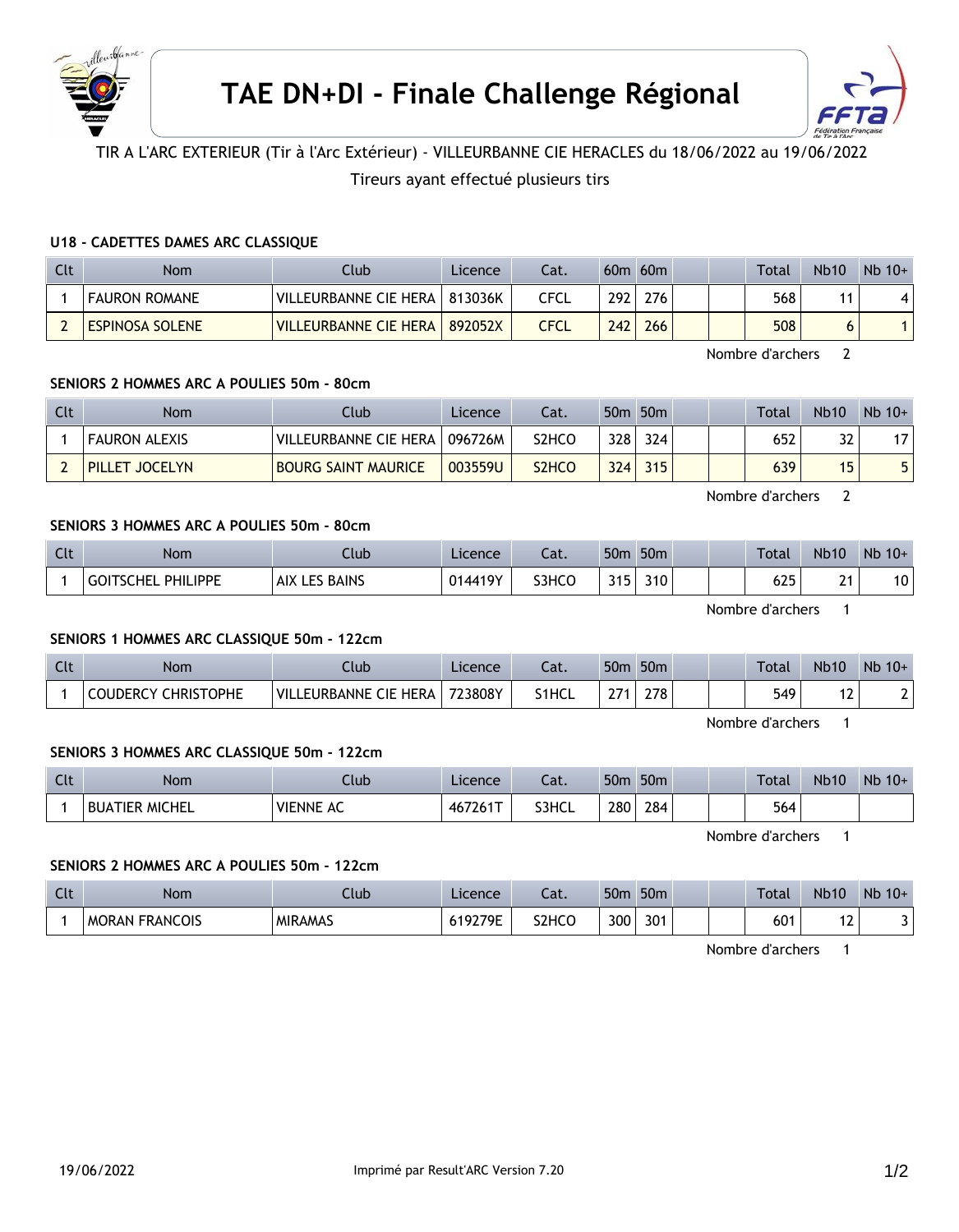# TAE DN+DI - Finale Challenge Régional

TIR A L'ARC EXTERIEUR (Tir à l'Arc Extérieur) - VILLEURBANNE CIE HERACLES du 18/06/2022 au 19/06/2022

Tireurs ayant effectué plusieurs tirs

### U18 - CADETTES DAMES ARC CLASSIQUE

| Clt | Nom | Club | Licence | Cat. | 60m | 60m | | | Total | Nb10 | Nb 10+ |
|---|---|---|---|---|---|---|---|---|---|---|---|
| 1 | FAURON ROMANE | VILLEURBANNE CIE HERA | 813036K | CFCL | 292 | 276 | | | 568 | 11 | 4 |
| 2 | ESPINOSA SOLENE | VILLEURBANNE CIE HERA | 892052X | CFCL | 242 | 266 | | | 508 | 6 | 1 |

Nombre d'archers 2

### SENIORS 2 HOMMES ARC A POULIES 50m - 80cm

| Clt | Nom | Club | Licence | Cat. | 50m | 50m | | | Total | Nb10 | Nb 10+ |
|---|---|---|---|---|---|---|---|---|---|---|---|
| 1 | FAURON ALEXIS | VILLEURBANNE CIE HERA | 096726M | S2HCO | 328 | 324 | | | 652 | 32 | 17 |
| 2 | PILLET JOCELYN | BOURG SAINT MAURICE | 003559U | S2HCO | 324 | 315 | | | 639 | 15 | 5 |

Nombre d'archers 2

### SENIORS 3 HOMMES ARC A POULIES 50m - 80cm

| Clt | Nom | Club | Licence | Cat. | 50m | 50m | | | Total | Nb10 | Nb 10+ |
|---|---|---|---|---|---|---|---|---|---|---|---|
| 1 | GOITSCHEL PHILIPPE | AIX LES BAINS | 014419Y | S3HCO | 315 | 310 | | | 625 | 21 | 10 |

Nombre d'archers 1

### SENIORS 1 HOMMES ARC CLASSIQUE 50m - 122cm

| Clt | Nom | Club | Licence | Cat. | 50m | 50m | | | Total | Nb10 | Nb 10+ |
|---|---|---|---|---|---|---|---|---|---|---|---|
| 1 | COUDERCY CHRISTOPHE | VILLEURBANNE CIE HERA | 723808Y | S1HCL | 271 | 278 | | | 549 | 12 | 2 |

Nombre d'archers 1

### SENIORS 3 HOMMES ARC CLASSIQUE 50m - 122cm

| Clt | Nom | Club | Licence | Cat. | 50m | 50m | | | Total | Nb10 | Nb 10+ |
|---|---|---|---|---|---|---|---|---|---|---|---|
| 1 | BUATIER MICHEL | VIENNE AC | 467261T | S3HCL | 280 | 284 | | | 564 | | |

Nombre d'archers 1

### SENIORS 2 HOMMES ARC A POULIES 50m - 122cm

| Clt | Nom | Club | Licence | Cat. | 50m | 50m | | | Total | Nb10 | Nb 10+ |
|---|---|---|---|---|---|---|---|---|---|---|---|
| 1 | MORAN FRANCOIS | MIRAMAS | 619279E | S2HCO | 300 | 301 | | | 601 | 12 | 3 |

Nombre d'archers 1

19/06/2022 Imprimé par Result'ARC Version 7.20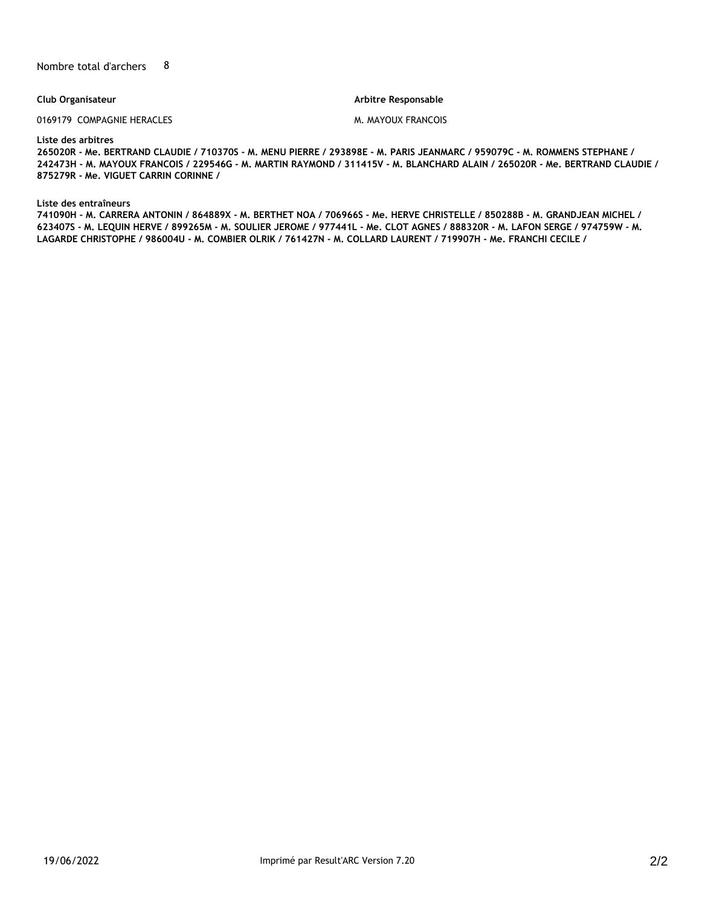Nombre total d'archers 8

**Club Organisateur**

0169179 COMPAGNIE HERACLES

**Arbitre Responsable**

M. MAYOUX FRANCOIS

**Liste des arbitres**

**265020R - Me. BERTRAND CLAUDIE / 710370S - M. MENU PIERRE / 293898E - M. PARIS JEANMARC / 959079C - M. ROMMENS STEPHANE / 242473H - M. MAYOUX FRANCOIS / 229546G - M. MARTIN RAYMOND / 311415V - M. BLANCHARD ALAIN / 265020R - Me. BERTRAND CLAUDIE / 875279R - Me. VIGUET CARRIN CORINNE /**

**Liste des entraîneurs**

**741090H - M. CARRERA ANTONIN / 864889X - M. BERTHET NOA / 706966S - Me. HERVE CHRISTELLE / 850288B - M. GRANDJEAN MICHEL / 623407S - M. LEQUIN HERVE / 899265M - M. SOULIER JEROME / 977441L - Me. CLOT AGNES / 888320R - M. LAFON SERGE / 974759W - M. LAGARDE CHRISTOPHE / 986004U - M. COMBIER OLRIK / 761427N - M. COLLARD LAURENT / 719907H - Me. FRANCHI CECILE /**

19/06/2022 Imprimé par Result'ARC Version 7.20